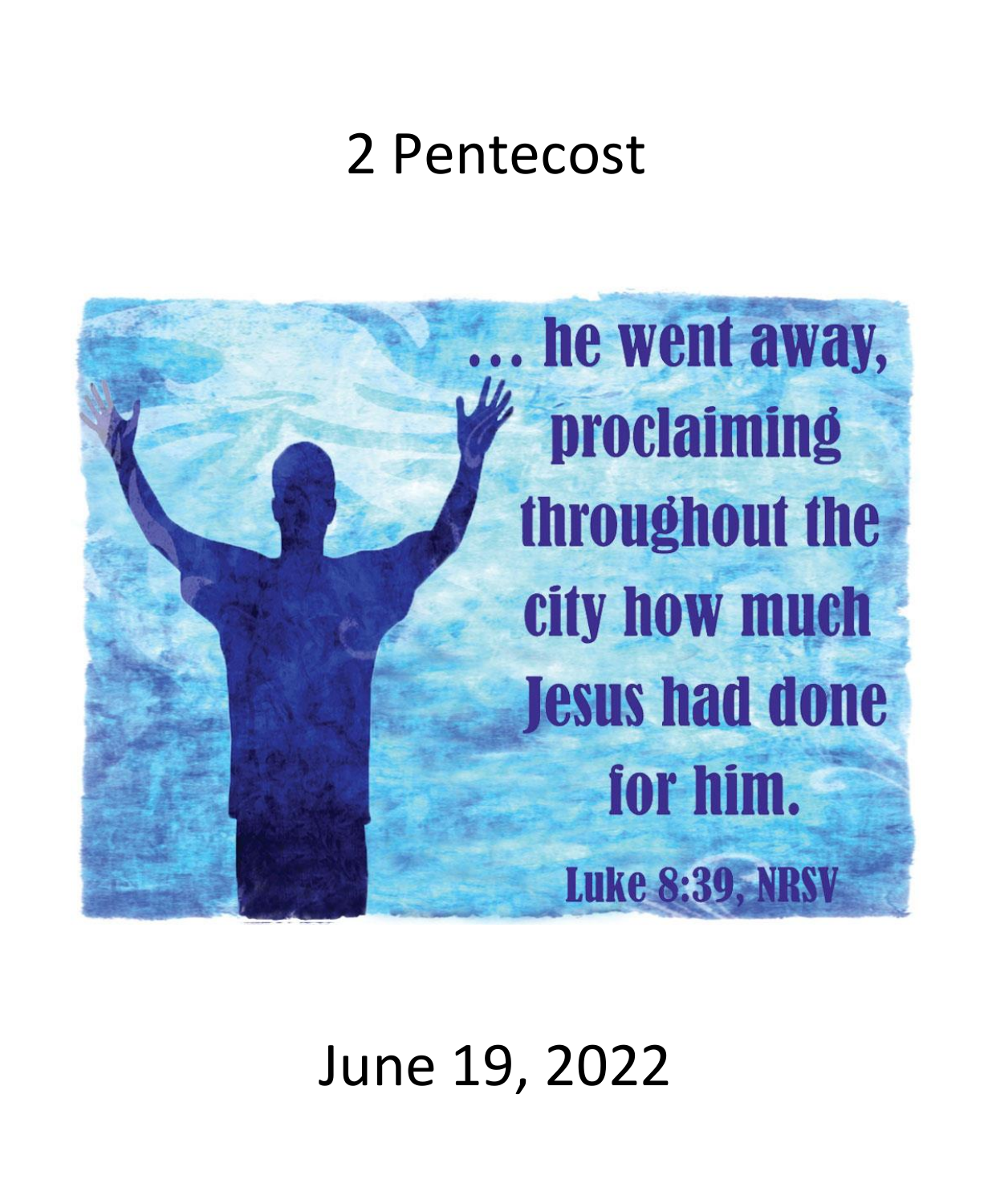# 2 Pentecost

… he went away, proclaiming throughout the city how much Jesus had done for him.

Luke 8:39, NRSV

June 19, 2022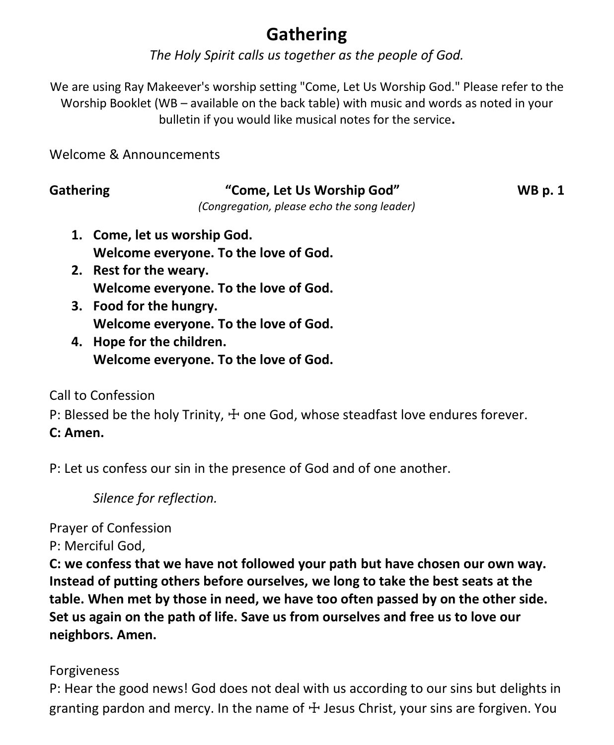# Gathering

*The Holy Spirit calls us together as the people of God.*

We are using Ray Makeever's worship setting "Come, Let Us Worship God." Please refer to the Worship Booklet (WB – available on the back table) with music and words as noted in your bulletin if you would like musical notes for the service**.**

Welcome & Announcements

**Gathering** **"Come, Let Us Worship God"** **WB p. 1**

*(Congregation, please echo the song leader)*

1. **Come, let us worship God.**
   **Welcome everyone. To the love of God.**
2. **Rest for the weary.**
   **Welcome everyone. To the love of God.**
3. **Food for the hungry.**
   **Welcome everyone. To the love of God.**
4. **Hope for the children.**
   **Welcome everyone. To the love of God.**

Call to Confession

P: Blessed be the holy Trinity, ☩ one God, whose steadfast love endures forever.

**C: Amen.**

P: Let us confess our sin in the presence of God and of one another.

*Silence for reflection.*

Prayer of Confession

P: Merciful God,

**C: we confess that we have not followed your path but have chosen our own way. Instead of putting others before ourselves, we long to take the best seats at the table. When met by those in need, we have too often passed by on the other side. Set us again on the path of life. Save us from ourselves and free us to love our neighbors. Amen.**

Forgiveness

P: Hear the good news! God does not deal with us according to our sins but delights in granting pardon and mercy. In the name of ☩ Jesus Christ, your sins are forgiven. You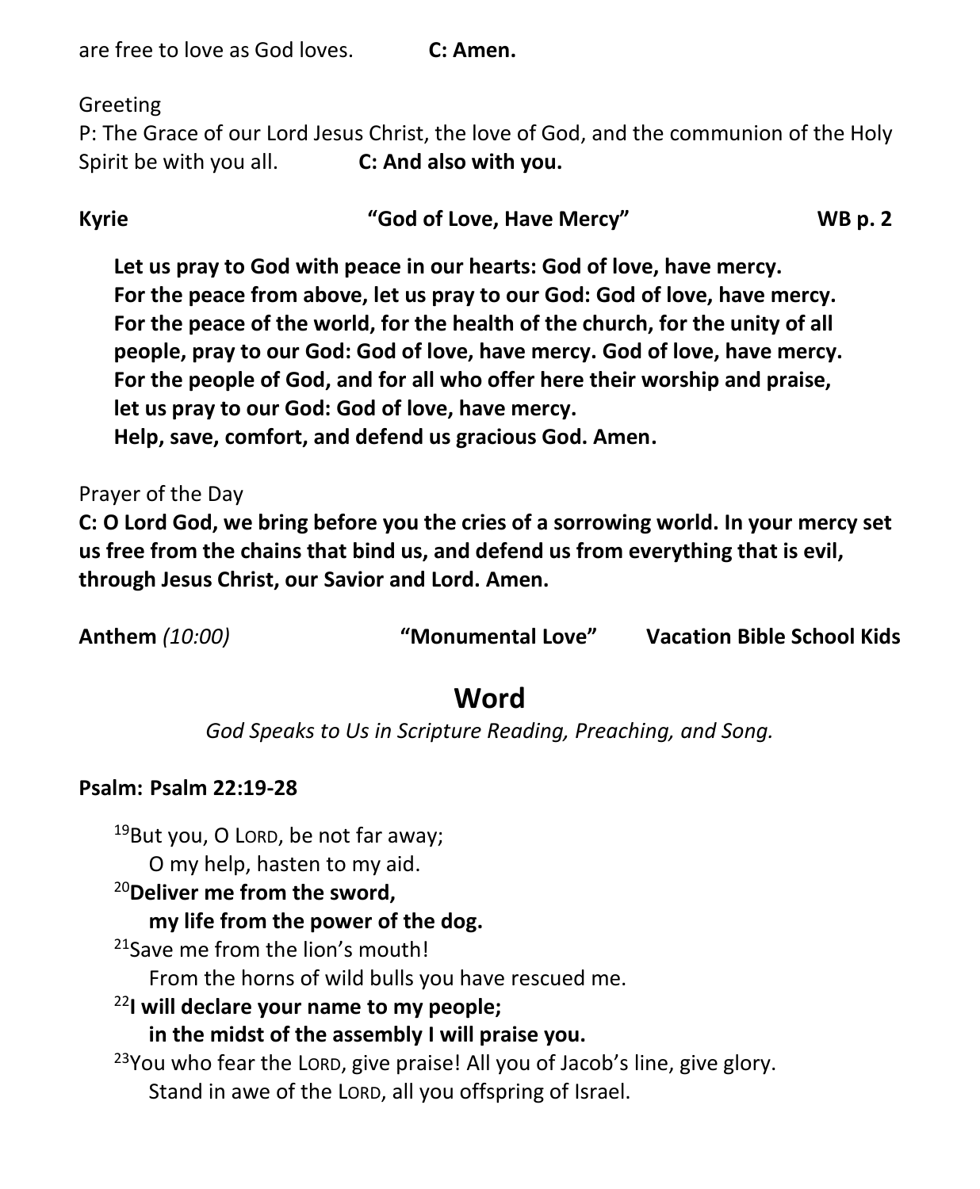are free to love as God loves. **C: Amen.**

Greeting

P: The Grace of our Lord Jesus Christ, the love of God, and the communion of the Holy Spirit be with you all. **C: And also with you.**

**Kyrie** **"God of Love, Have Mercy"** **WB p. 2**

> **Let us pray to God with peace in our hearts: God of love, have mercy.**
> **For the peace from above, let us pray to our God: God of love, have mercy.**
> **For the peace of the world, for the health of the church, for the unity of all people, pray to our God: God of love, have mercy. God of love, have mercy.**
> **For the people of God, and for all who offer here their worship and praise, let us pray to our God: God of love, have mercy.**
> **Help, save, comfort, and defend us gracious God. Amen.**

Prayer of the Day

**C: O Lord God, we bring before you the cries of a sorrowing world. In your mercy set us free from the chains that bind us, and defend us from everything that is evil, through Jesus Christ, our Savior and Lord. Amen.**

**Anthem** *(10:00)* **"Monumental Love"** **Vacation Bible School Kids**

## Word

*God Speaks to Us in Scripture Reading, Preaching, and Song.*

**Psalm: Psalm 22:19-28**

[19]But you, O LORD, be not far away;
O my help, hasten to my aid.

[20]**Deliver me from the sword,**
**my life from the power of the dog.**

[21]Save me from the lion's mouth!
From the horns of wild bulls you have rescued me.

[22]**I will declare your name to my people;**
**in the midst of the assembly I will praise you.**

[23]You who fear the LORD, give praise! All you of Jacob's line, give glory.
Stand in awe of the LORD, all you offspring of Israel.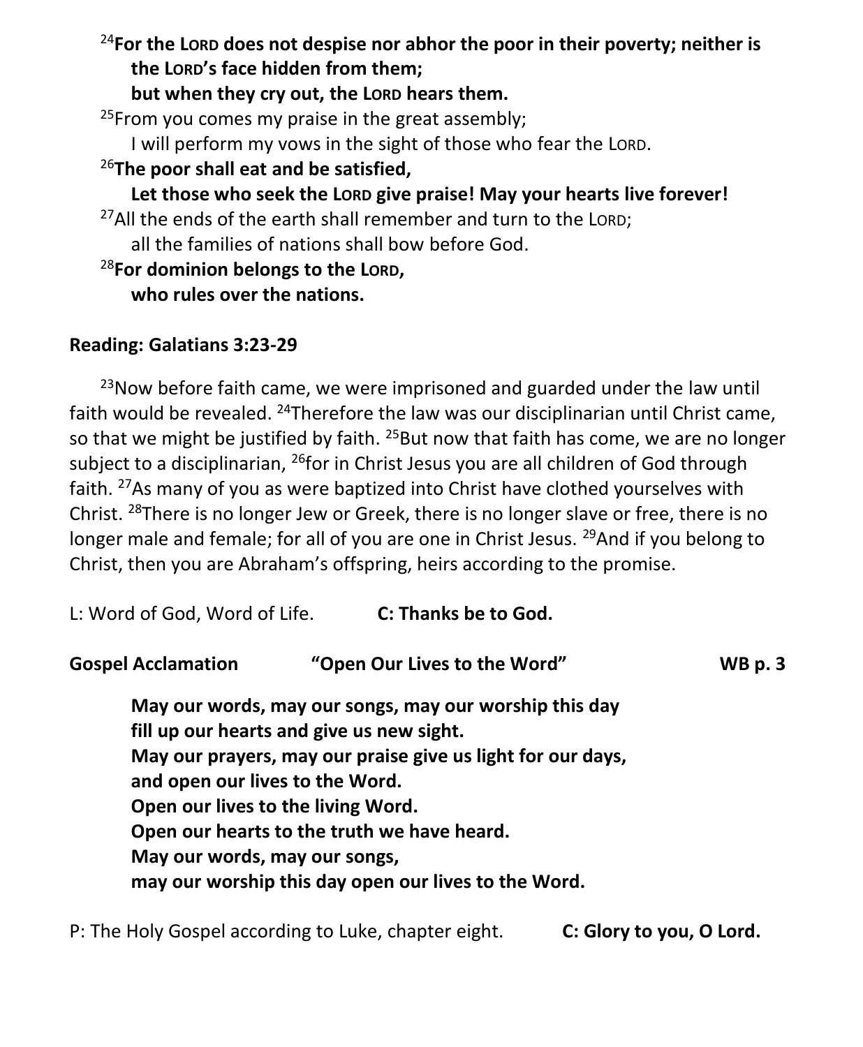[24]**For the LORD does not despise nor abhor the poor in their poverty; neither is the LORD's face hidden from them;**
**but when they cry out, the LORD hears them.**

[25]From you comes my praise in the great assembly;
I will perform my vows in the sight of those who fear the LORD.

[26]**The poor shall eat and be satisfied,**
**Let those who seek the LORD give praise! May your hearts live forever!**

[27]All the ends of the earth shall remember and turn to the LORD;
all the families of nations shall bow before God.

[28]**For dominion belongs to the LORD,**
**who rules over the nations.**

**Reading: Galatians 3:23-29**

[23]Now before faith came, we were imprisoned and guarded under the law until faith would be revealed. [24]Therefore the law was our disciplinarian until Christ came, so that we might be justified by faith. [25]But now that faith has come, we are no longer subject to a disciplinarian, [26]for in Christ Jesus you are all children of God through faith. [27]As many of you as were baptized into Christ have clothed yourselves with Christ. [28]There is no longer Jew or Greek, there is no longer slave or free, there is no longer male and female; for all of you are one in Christ Jesus. [29]And if you belong to Christ, then you are Abraham's offspring, heirs according to the promise.

L: Word of God, Word of Life. **C: Thanks be to God.**

**Gospel Acclamation "Open Our Lives to the Word" WB p. 3**

**May our words, may our songs, may our worship this day**
**fill up our hearts and give us new sight.**
**May our prayers, may our praise give us light for our days,**
**and open our lives to the Word.**
**Open our lives to the living Word.**
**Open our hearts to the truth we have heard.**
**May our words, may our songs,**
**may our worship this day open our lives to the Word.**

P: The Holy Gospel according to Luke, chapter eight. **C: Glory to you, O Lord.**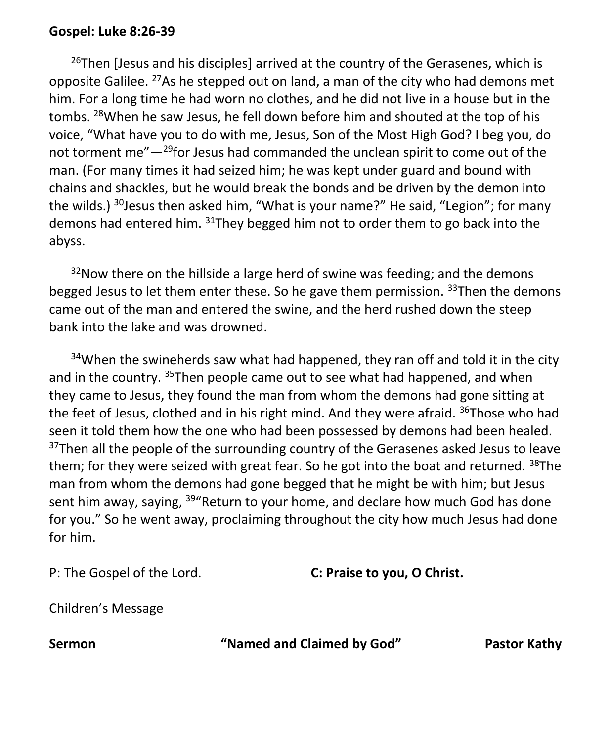**Gospel: Luke 8:26-39**

[26]Then [Jesus and his disciples] arrived at the country of the Gerasenes, which is opposite Galilee. [27]As he stepped out on land, a man of the city who had demons met him. For a long time he had worn no clothes, and he did not live in a house but in the tombs. [28]When he saw Jesus, he fell down before him and shouted at the top of his voice, "What have you to do with me, Jesus, Son of the Most High God? I beg you, do not torment me"—[29]for Jesus had commanded the unclean spirit to come out of the man. (For many times it had seized him; he was kept under guard and bound with chains and shackles, but he would break the bonds and be driven by the demon into the wilds.) [30]Jesus then asked him, "What is your name?" He said, "Legion"; for many demons had entered him. [31]They begged him not to order them to go back into the abyss.

[32]Now there on the hillside a large herd of swine was feeding; and the demons begged Jesus to let them enter these. So he gave them permission. [33]Then the demons came out of the man and entered the swine, and the herd rushed down the steep bank into the lake and was drowned.

[34]When the swineherds saw what had happened, they ran off and told it in the city and in the country. [35]Then people came out to see what had happened, and when they came to Jesus, they found the man from whom the demons had gone sitting at the feet of Jesus, clothed and in his right mind. And they were afraid. [36]Those who had seen it told them how the one who had been possessed by demons had been healed. [37]Then all the people of the surrounding country of the Gerasenes asked Jesus to leave them; for they were seized with great fear. So he got into the boat and returned. [38]The man from whom the demons had gone begged that he might be with him; but Jesus sent him away, saying, [39]"Return to your home, and declare how much God has done for you." So he went away, proclaiming throughout the city how much Jesus had done for him.

P: The Gospel of the Lord. **C: Praise to you, O Christ.**

Children's Message

**Sermon** **"Named and Claimed by God"** **Pastor Kathy**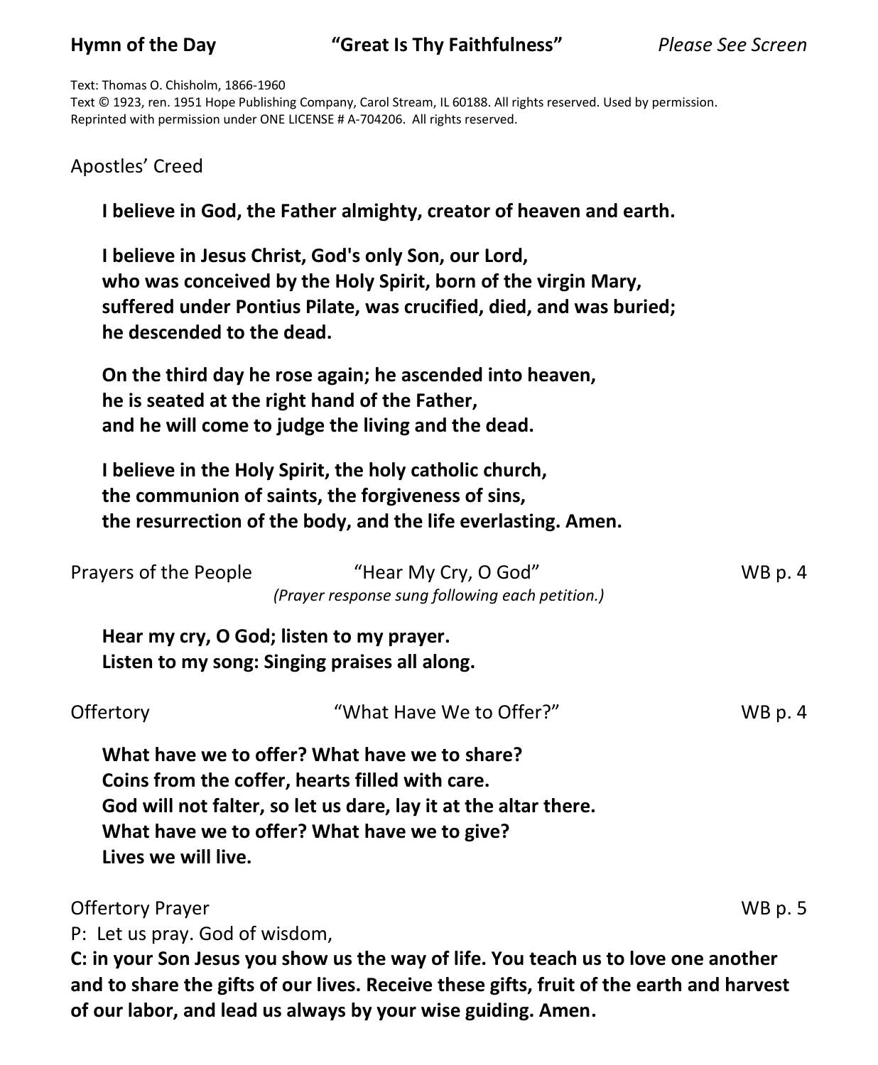**Hymn of the Day** **"Great Is Thy Faithfulness"** *Please See Screen*

Text: Thomas O. Chisholm, 1866-1960
Text © 1923, ren. 1951 Hope Publishing Company, Carol Stream, IL 60188. All rights reserved. Used by permission.
Reprinted with permission under ONE LICENSE # A-704206. All rights reserved.

Apostles' Creed

**I believe in God, the Father almighty, creator of heaven and earth.**

**I believe in Jesus Christ, God's only Son, our Lord,**
**who was conceived by the Holy Spirit, born of the virgin Mary,**
**suffered under Pontius Pilate, was crucified, died, and was buried;**
**he descended to the dead.**

**On the third day he rose again; he ascended into heaven,**
**he is seated at the right hand of the Father,**
**and he will come to judge the living and the dead.**

**I believe in the Holy Spirit, the holy catholic church,**
**the communion of saints, the forgiveness of sins,**
**the resurrection of the body, and the life everlasting. Amen.**

Prayers of the People "Hear My Cry, O God" WB p. 4
*(Prayer response sung following each petition.)*

**Hear my cry, O God; listen to my prayer.**
**Listen to my song: Singing praises all along.**

Offertory "What Have We to Offer?" WB p. 4

**What have we to offer? What have we to share?**
**Coins from the coffer, hearts filled with care.**
**God will not falter, so let us dare, lay it at the altar there.**
**What have we to offer? What have we to give?**
**Lives we will live.**

Offertory Prayer WB p. 5

P: Let us pray. God of wisdom,

**C: in your Son Jesus you show us the way of life. You teach us to love one another and to share the gifts of our lives. Receive these gifts, fruit of the earth and harvest of our labor, and lead us always by your wise guiding. Amen.**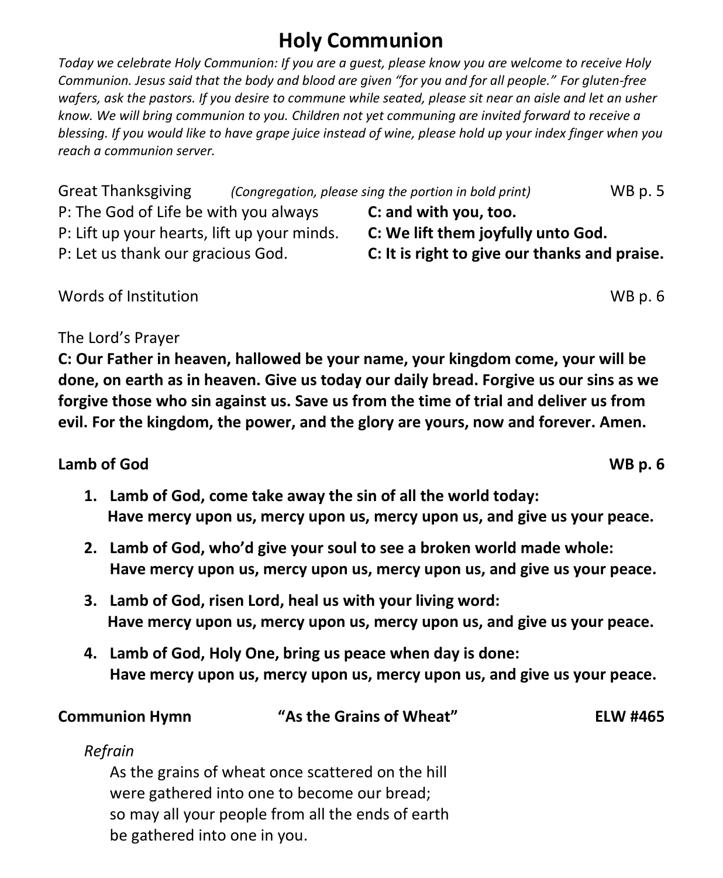# Holy Communion

*Today we celebrate Holy Communion: If you are a guest, please know you are welcome to receive Holy Communion. Jesus said that the body and blood are given "for you and for all people." For gluten-free wafers, ask the pastors. If you desire to commune while seated, please sit near an aisle and let an usher know. We will bring communion to you. Children not yet communing are invited forward to receive a blessing. If you would like to have grape juice instead of wine, please hold up your index finger when you reach a communion server.*

Great Thanksgiving *(Congregation, please sing the portion in bold print)* WB p. 5

P: The God of Life be with you always **C: and with you, too.**
P: Lift up your hearts, lift up your minds. **C: We lift them joyfully unto God.**
P: Let us thank our gracious God. **C: It is right to give our thanks and praise.**

Words of Institution WB p. 6

The Lord's Prayer

**C: Our Father in heaven, hallowed be your name, your kingdom come, your will be done, on earth as in heaven. Give us today our daily bread. Forgive us our sins as we forgive those who sin against us. Save us from the time of trial and deliver us from evil. For the kingdom, the power, and the glory are yours, now and forever. Amen.**

**Lamb of God** **WB p. 6**

1. **Lamb of God, come take away the sin of all the world today:**
   **Have mercy upon us, mercy upon us, mercy upon us, and give us your peace.**
2. **Lamb of God, who'd give your soul to see a broken world made whole:**
   **Have mercy upon us, mercy upon us, mercy upon us, and give us your peace.**
3. **Lamb of God, risen Lord, heal us with your living word:**
   **Have mercy upon us, mercy upon us, mercy upon us, and give us your peace.**
4. **Lamb of God, Holy One, bring us peace when day is done:**
   **Have mercy upon us, mercy upon us, mercy upon us, and give us your peace.**

**Communion Hymn** **"As the Grains of Wheat"** **ELW #465**

*Refrain*

As the grains of wheat once scattered on the hill
were gathered into one to become our bread;
so may all your people from all the ends of earth
be gathered into one in you.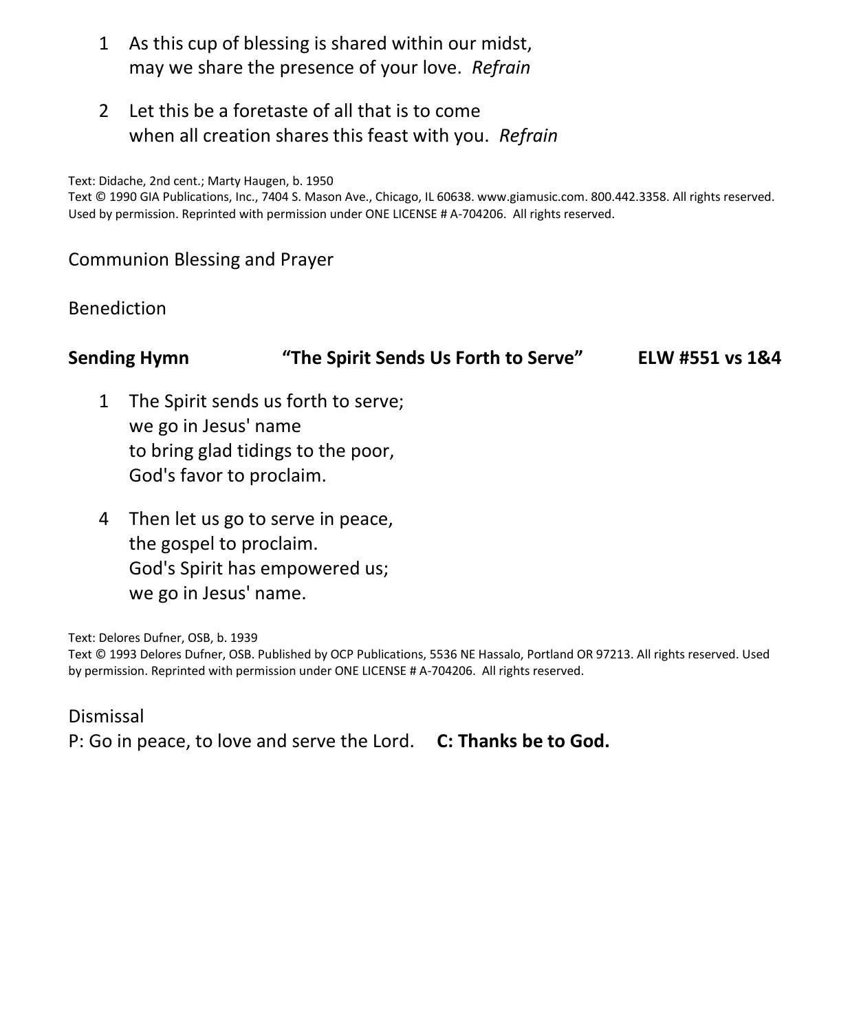1 As this cup of blessing is shared within our midst,
may we share the presence of your love. *Refrain*

2 Let this be a foretaste of all that is to come
when all creation shares this feast with you. *Refrain*

Text: Didache, 2nd cent.; Marty Haugen, b. 1950
Text © 1990 GIA Publications, Inc., 7404 S. Mason Ave., Chicago, IL 60638. www.giamusic.com. 800.442.3358. All rights reserved. Used by permission. Reprinted with permission under ONE LICENSE # A-704206. All rights reserved.

Communion Blessing and Prayer

Benediction

**Sending Hymn "The Spirit Sends Us Forth to Serve" ELW #551 vs 1&4**

1 The Spirit sends us forth to serve;
we go in Jesus' name
to bring glad tidings to the poor,
God's favor to proclaim.

4 Then let us go to serve in peace,
the gospel to proclaim.
God's Spirit has empowered us;
we go in Jesus' name.

Text: Delores Dufner, OSB, b. 1939
Text © 1993 Delores Dufner, OSB. Published by OCP Publications, 5536 NE Hassalo, Portland OR 97213. All rights reserved. Used by permission. Reprinted with permission under ONE LICENSE # A-704206. All rights reserved.

Dismissal
P: Go in peace, to love and serve the Lord. **C: Thanks be to God.**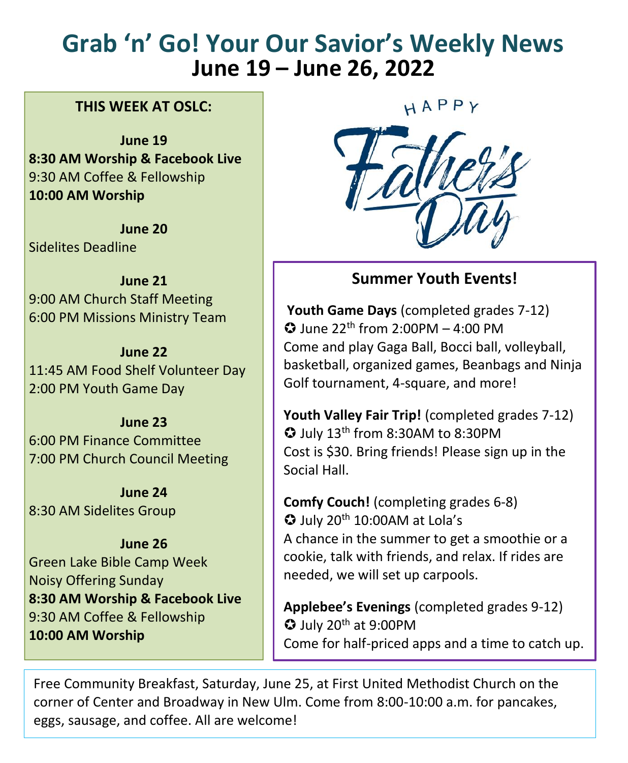# Grab 'n' Go! Your Our Savior's Weekly News
## June 19 – June 26, 2022

### THIS WEEK AT OSLC:

**June 19**
**8:30 AM Worship & Facebook Live**
9:30 AM Coffee & Fellowship
**10:00 AM Worship**

**June 20**
Sidelites Deadline

**June 21**
9:00 AM Church Staff Meeting
6:00 PM Missions Ministry Team

**June 22**
11:45 AM Food Shelf Volunteer Day
2:00 PM Youth Game Day

**June 23**
6:00 PM Finance Committee
7:00 PM Church Council Meeting

**June 24**
8:30 AM Sidelites Group

**June 26**
Green Lake Bible Camp Week
Noisy Offering Sunday
**8:30 AM Worship & Facebook Live**
9:30 AM Coffee & Fellowship
**10:00 AM Worship**

HAPPY Father's Day

### Summer Youth Events!

**Youth Game Days** (completed grades 7-12)
✪ June 22th from 2:00PM – 4:00 PM
Come and play Gaga Ball, Bocci ball, volleyball, basketball, organized games, Beanbags and Ninja Golf tournament, 4-square, and more!

**Youth Valley Fair Trip!** (completed grades 7-12)
✪ July 13th from 8:30AM to 8:30PM
Cost is $30. Bring friends! Please sign up in the Social Hall.

**Comfy Couch!** (completing grades 6-8)
✪ July 20th 10:00AM at Lola's
A chance in the summer to get a smoothie or a cookie, talk with friends, and relax. If rides are needed, we will set up carpools.

**Applebee's Evenings** (completed grades 9-12)
✪ July 20th at 9:00PM
Come for half-priced apps and a time to catch up.

Free Community Breakfast, Saturday, June 25, at First United Methodist Church on the corner of Center and Broadway in New Ulm. Come from 8:00-10:00 a.m. for pancakes, eggs, sausage, and coffee. All are welcome!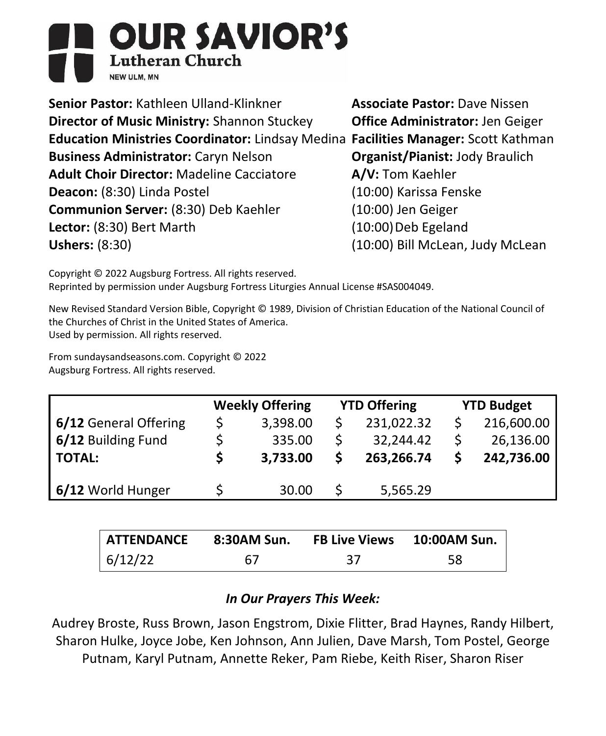# OUR SAVIOR'S

**Lutheran Church**

NEW ULM, MN

**Senior Pastor:** Kathleen Ulland-Klinkner
**Associate Pastor:** Dave Nissen
**Director of Music Ministry:** Shannon Stuckey
**Office Administrator:** Jen Geiger
**Education Ministries Coordinator:** Lindsay Medina
**Facilities Manager:** Scott Kathman
**Business Administrator:** Caryn Nelson
**Organist/Pianist:** Jody Braulich
**Adult Choir Director:** Madeline Cacciatore
**A/V:** Tom Kaehler
**Deacon:** (8:30) Linda Postel (10:00) Karissa Fenske
**Communion Server:** (8:30) Deb Kaehler (10:00) Jen Geiger
**Lector:** (8:30) Bert Marth (10:00) Deb Egeland
**Ushers:** (8:30) (10:00) Bill McLean, Judy McLean

Copyright © 2022 Augsburg Fortress. All rights reserved.
Reprinted by permission under Augsburg Fortress Liturgies Annual License #SAS004049.

New Revised Standard Version Bible, Copyright © 1989, Division of Christian Education of the National Council of the Churches of Christ in the United States of America.
Used by permission. All rights reserved.

From sundaysandseasons.com. Copyright © 2022
Augsburg Fortress. All rights reserved.

| | Weekly Offering | YTD Offering | YTD Budget |
|---|---|---|---|
| **6/12** General Offering | $ 3,398.00 | $ 231,022.32 | $ 216,600.00 |
| **6/12** Building Fund | $ 335.00 | $ 32,244.42 | $ 26,136.00 |
| **TOTAL:** | **$ 3,733.00** | **$ 263,266.74** | **$ 242,736.00** |
| **6/12** World Hunger | $ 30.00 | $ 5,565.29 | |

| ATTENDANCE | 8:30AM Sun. | FB Live Views | 10:00AM Sun. |
|---|---|---|---|
| 6/12/22 | 67 | 37 | 58 |

### *In Our Prayers This Week:*

Audrey Broste, Russ Brown, Jason Engstrom, Dixie Flitter, Brad Haynes, Randy Hilbert, Sharon Hulke, Joyce Jobe, Ken Johnson, Ann Julien, Dave Marsh, Tom Postel, George Putnam, Karyl Putnam, Annette Reker, Pam Riebe, Keith Riser, Sharon Riser